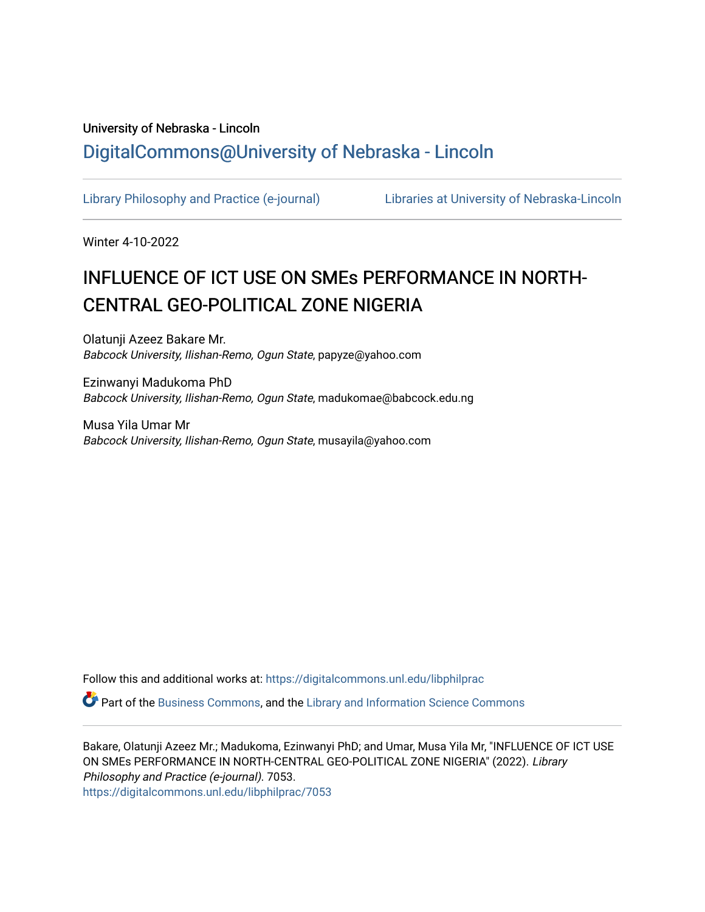University of Nebraska - Lincoln

DigitalCommons@University of Nebraska - Lincoln

Library Philosophy and Practice (e-journal)

Libraries at University of Nebraska-Lincoln

Winter 4-10-2022

# INFLUENCE OF ICT USE ON SMEs PERFORMANCE IN NORTH-CENTRAL GEO-POLITICAL ZONE NIGERIA

Olatunji Azeez Bakare Mr.
*Babcock University, Ilishan-Remo, Ogun State*, papyze@yahoo.com

Ezinwanyi Madukoma PhD
*Babcock University, Ilishan-Remo, Ogun State*, madukomae@babcock.edu.ng

Musa Yila Umar Mr
*Babcock University, Ilishan-Remo, Ogun State*, musayila@yahoo.com

Follow this and additional works at: https://digitalcommons.unl.edu/libphilprac

Part of the Business Commons, and the Library and Information Science Commons

Bakare, Olatunji Azeez Mr.; Madukoma, Ezinwanyi PhD; and Umar, Musa Yila Mr, "INFLUENCE OF ICT USE ON SMEs PERFORMANCE IN NORTH-CENTRAL GEO-POLITICAL ZONE NIGERIA" (2022). *Library Philosophy and Practice (e-journal)*. 7053.
https://digitalcommons.unl.edu/libphilprac/7053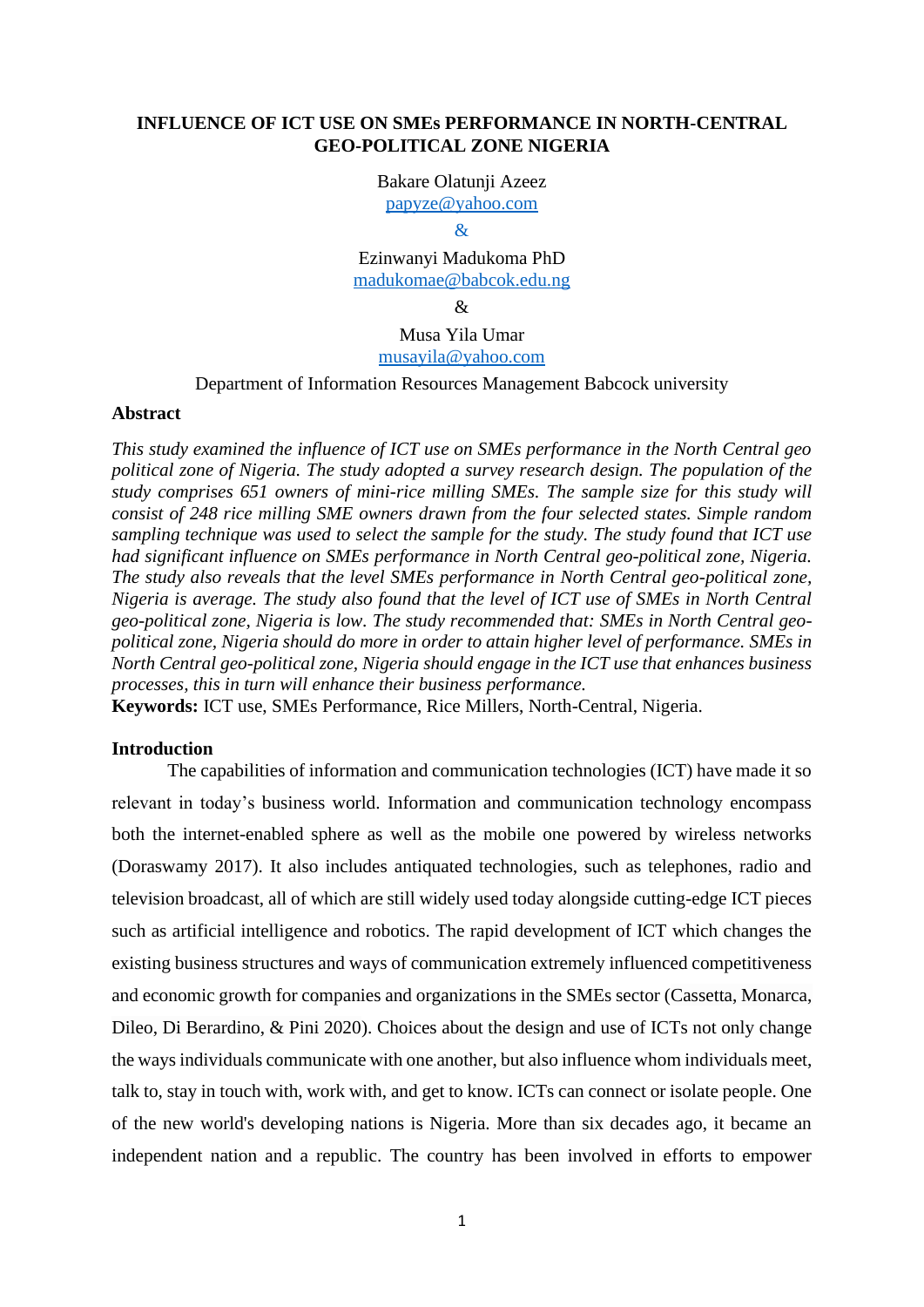**INFLUENCE OF ICT USE ON SMEs PERFORMANCE IN NORTH-CENTRAL GEO-POLITICAL ZONE NIGERIA**

Bakare Olatunji Azeez
papyze@yahoo.com

&

Ezinwanyi Madukoma PhD
madukomae@babcok.edu.ng

&

Musa Yila Umar
musayila@yahoo.com

Department of Information Resources Management Babcock university

**Abstract**

*This study examined the influence of ICT use on SMEs performance in the North Central geo political zone of Nigeria. The study adopted a survey research design. The population of the study comprises 651 owners of mini-rice milling SMEs. The sample size for this study will consist of 248 rice milling SME owners drawn from the four selected states. Simple random sampling technique was used to select the sample for the study. The study found that ICT use had significant influence on SMEs performance in North Central geo-political zone, Nigeria. The study also reveals that the level SMEs performance in North Central geo-political zone, Nigeria is average. The study also found that the level of ICT use of SMEs in North Central geo-political zone, Nigeria is low. The study recommended that: SMEs in North Central geo-political zone, Nigeria should do more in order to attain higher level of performance. SMEs in North Central geo-political zone, Nigeria should engage in the ICT use that enhances business processes, this in turn will enhance their business performance.*

**Keywords:** ICT use, SMEs Performance, Rice Millers, North-Central, Nigeria.

**Introduction**

The capabilities of information and communication technologies (ICT) have made it so relevant in today's business world. Information and communication technology encompass both the internet-enabled sphere as well as the mobile one powered by wireless networks (Doraswamy 2017). It also includes antiquated technologies, such as telephones, radio and television broadcast, all of which are still widely used today alongside cutting-edge ICT pieces such as artificial intelligence and robotics. The rapid development of ICT which changes the existing business structures and ways of communication extremely influenced competitiveness and economic growth for companies and organizations in the SMEs sector (Cassetta, Monarca, Dileo, Di Berardino, & Pini 2020). Choices about the design and use of ICTs not only change the ways individuals communicate with one another, but also influence whom individuals meet, talk to, stay in touch with, work with, and get to know. ICTs can connect or isolate people. One of the new world's developing nations is Nigeria. More than six decades ago, it became an independent nation and a republic. The country has been involved in efforts to empower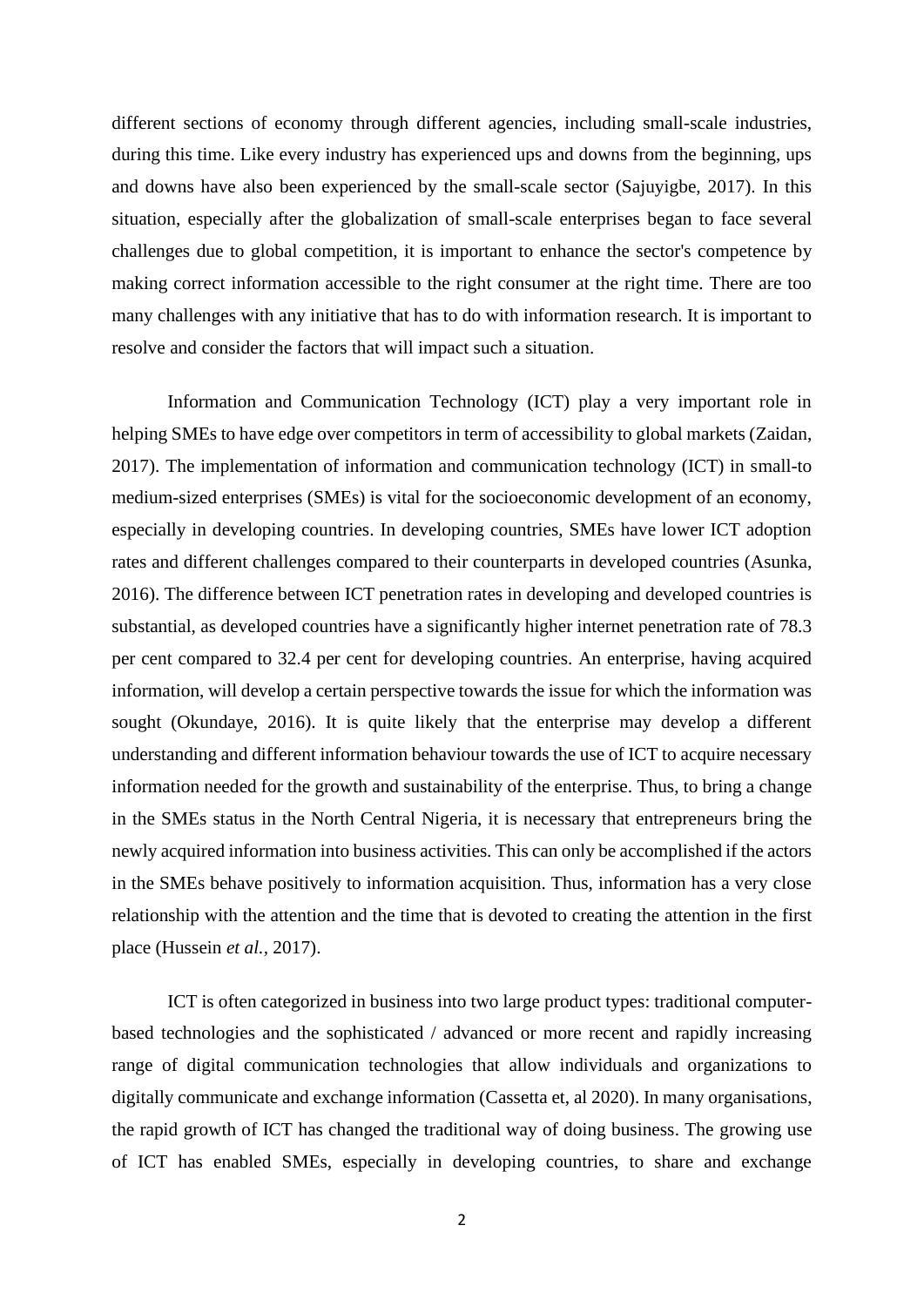different sections of economy through different agencies, including small-scale industries, during this time. Like every industry has experienced ups and downs from the beginning, ups and downs have also been experienced by the small-scale sector (Sajuyigbe, 2017). In this situation, especially after the globalization of small-scale enterprises began to face several challenges due to global competition, it is important to enhance the sector's competence by making correct information accessible to the right consumer at the right time. There are too many challenges with any initiative that has to do with information research. It is important to resolve and consider the factors that will impact such a situation.

Information and Communication Technology (ICT) play a very important role in helping SMEs to have edge over competitors in term of accessibility to global markets (Zaidan, 2017). The implementation of information and communication technology (ICT) in small-to medium-sized enterprises (SMEs) is vital for the socioeconomic development of an economy, especially in developing countries. In developing countries, SMEs have lower ICT adoption rates and different challenges compared to their counterparts in developed countries (Asunka, 2016). The difference between ICT penetration rates in developing and developed countries is substantial, as developed countries have a significantly higher internet penetration rate of 78.3 per cent compared to 32.4 per cent for developing countries. An enterprise, having acquired information, will develop a certain perspective towards the issue for which the information was sought (Okundaye, 2016). It is quite likely that the enterprise may develop a different understanding and different information behaviour towards the use of ICT to acquire necessary information needed for the growth and sustainability of the enterprise. Thus, to bring a change in the SMEs status in the North Central Nigeria, it is necessary that entrepreneurs bring the newly acquired information into business activities. This can only be accomplished if the actors in the SMEs behave positively to information acquisition. Thus, information has a very close relationship with the attention and the time that is devoted to creating the attention in the first place (Hussein *et al.*, 2017).

ICT is often categorized in business into two large product types: traditional computer-based technologies and the sophisticated / advanced or more recent and rapidly increasing range of digital communication technologies that allow individuals and organizations to digitally communicate and exchange information (Cassetta et, al 2020). In many organisations, the rapid growth of ICT has changed the traditional way of doing business. The growing use of ICT has enabled SMEs, especially in developing countries, to share and exchange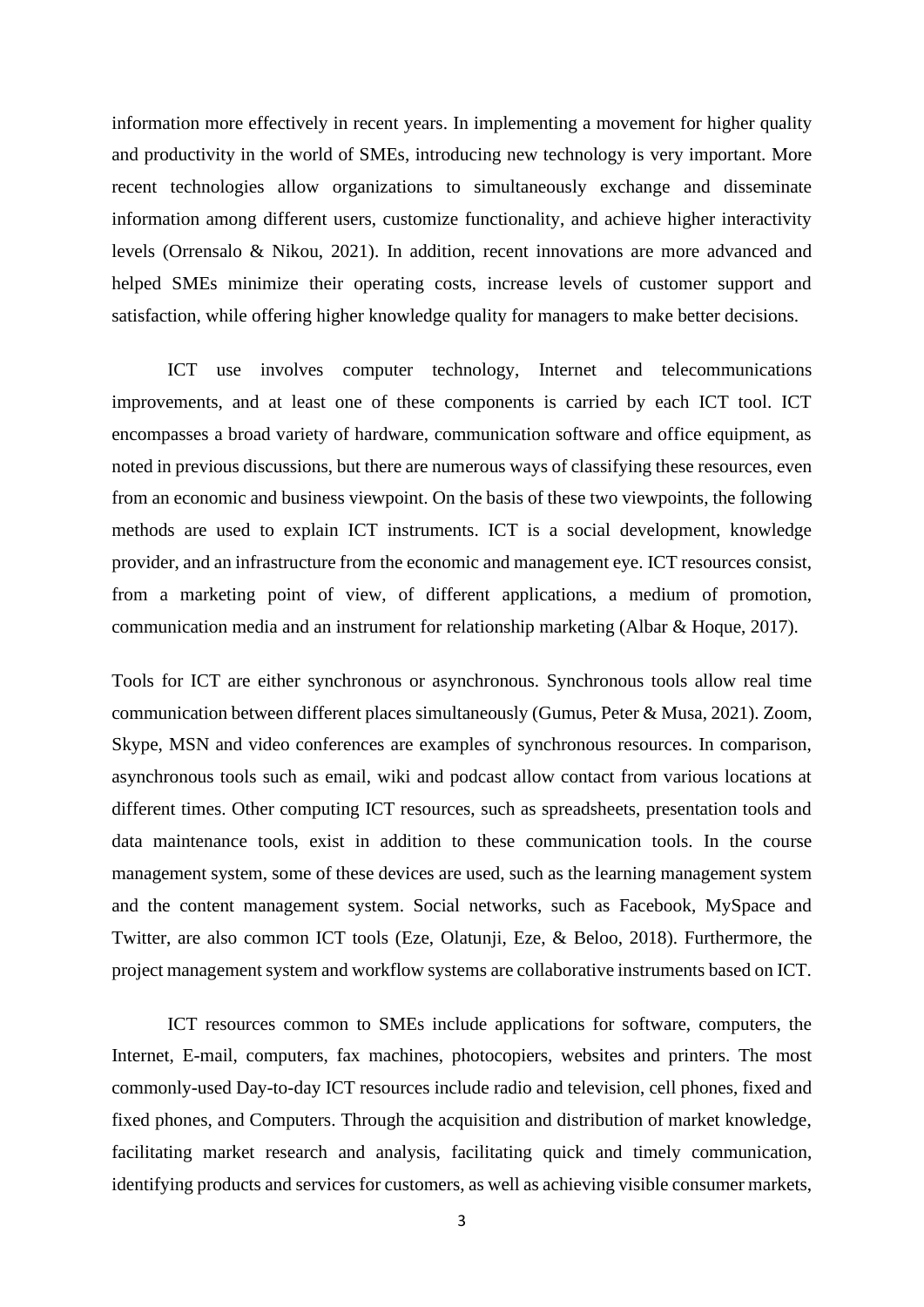information more effectively in recent years. In implementing a movement for higher quality and productivity in the world of SMEs, introducing new technology is very important. More recent technologies allow organizations to simultaneously exchange and disseminate information among different users, customize functionality, and achieve higher interactivity levels (Orrensalo & Nikou, 2021). In addition, recent innovations are more advanced and helped SMEs minimize their operating costs, increase levels of customer support and satisfaction, while offering higher knowledge quality for managers to make better decisions.

ICT use involves computer technology, Internet and telecommunications improvements, and at least one of these components is carried by each ICT tool. ICT encompasses a broad variety of hardware, communication software and office equipment, as noted in previous discussions, but there are numerous ways of classifying these resources, even from an economic and business viewpoint. On the basis of these two viewpoints, the following methods are used to explain ICT instruments. ICT is a social development, knowledge provider, and an infrastructure from the economic and management eye. ICT resources consist, from a marketing point of view, of different applications, a medium of promotion, communication media and an instrument for relationship marketing (Albar & Hoque, 2017).

Tools for ICT are either synchronous or asynchronous. Synchronous tools allow real time communication between different places simultaneously (Gumus, Peter & Musa, 2021). Zoom, Skype, MSN and video conferences are examples of synchronous resources. In comparison, asynchronous tools such as email, wiki and podcast allow contact from various locations at different times. Other computing ICT resources, such as spreadsheets, presentation tools and data maintenance tools, exist in addition to these communication tools. In the course management system, some of these devices are used, such as the learning management system and the content management system. Social networks, such as Facebook, MySpace and Twitter, are also common ICT tools (Eze, Olatunji, Eze, & Beloo, 2018). Furthermore, the project management system and workflow systems are collaborative instruments based on ICT.

ICT resources common to SMEs include applications for software, computers, the Internet, E-mail, computers, fax machines, photocopiers, websites and printers. The most commonly-used Day-to-day ICT resources include radio and television, cell phones, fixed and fixed phones, and Computers. Through the acquisition and distribution of market knowledge, facilitating market research and analysis, facilitating quick and timely communication, identifying products and services for customers, as well as achieving visible consumer markets,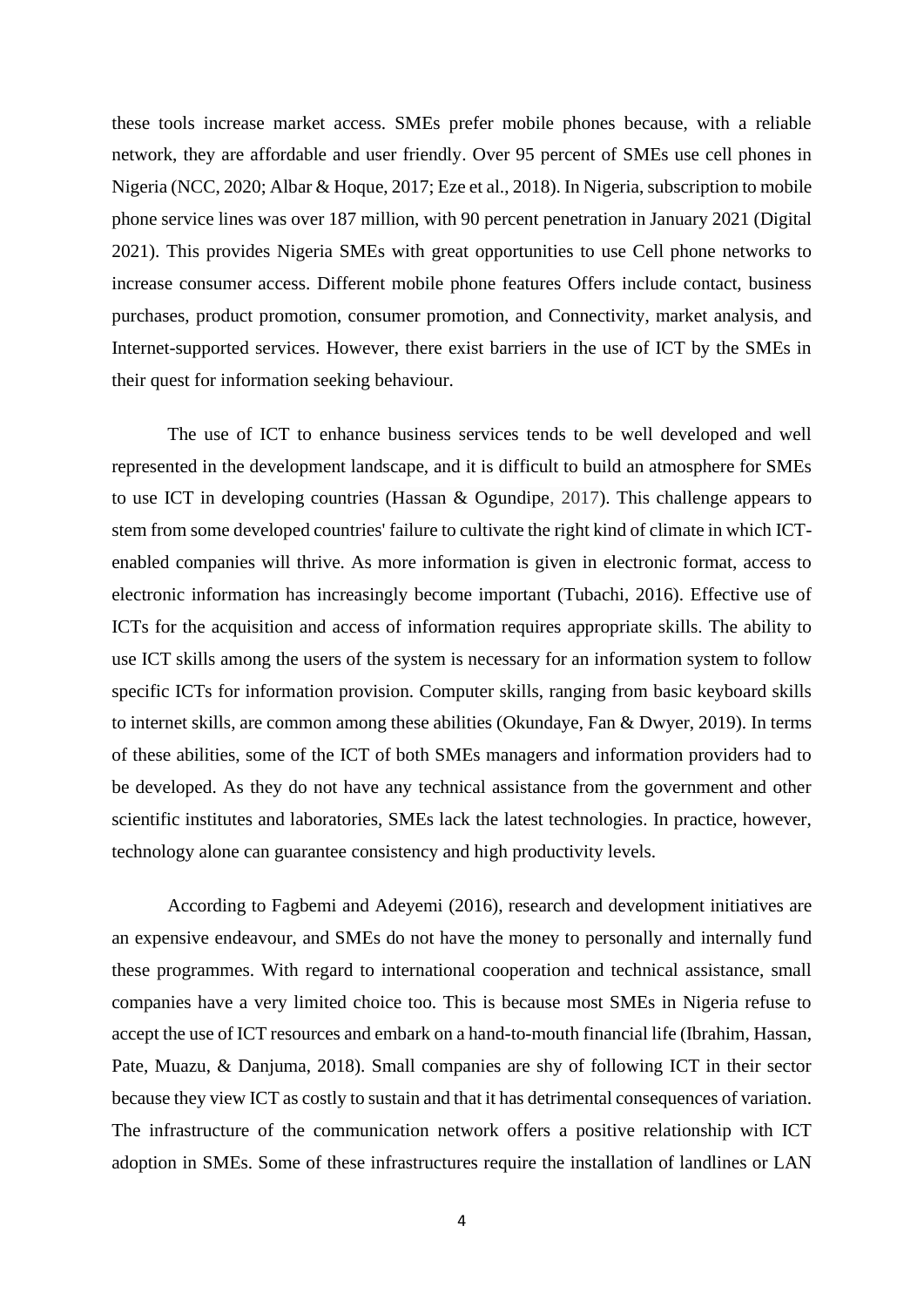these tools increase market access. SMEs prefer mobile phones because, with a reliable network, they are affordable and user friendly. Over 95 percent of SMEs use cell phones in Nigeria (NCC, 2020; Albar & Hoque, 2017; Eze et al., 2018). In Nigeria, subscription to mobile phone service lines was over 187 million, with 90 percent penetration in January 2021 (Digital 2021). This provides Nigeria SMEs with great opportunities to use Cell phone networks to increase consumer access. Different mobile phone features Offers include contact, business purchases, product promotion, consumer promotion, and Connectivity, market analysis, and Internet-supported services. However, there exist barriers in the use of ICT by the SMEs in their quest for information seeking behaviour.

The use of ICT to enhance business services tends to be well developed and well represented in the development landscape, and it is difficult to build an atmosphere for SMEs to use ICT in developing countries (Hassan & Ogundipe, 2017). This challenge appears to stem from some developed countries' failure to cultivate the right kind of climate in which ICT-enabled companies will thrive. As more information is given in electronic format, access to electronic information has increasingly become important (Tubachi, 2016). Effective use of ICTs for the acquisition and access of information requires appropriate skills. The ability to use ICT skills among the users of the system is necessary for an information system to follow specific ICTs for information provision. Computer skills, ranging from basic keyboard skills to internet skills, are common among these abilities (Okundaye, Fan & Dwyer, 2019). In terms of these abilities, some of the ICT of both SMEs managers and information providers had to be developed. As they do not have any technical assistance from the government and other scientific institutes and laboratories, SMEs lack the latest technologies. In practice, however, technology alone can guarantee consistency and high productivity levels.

According to Fagbemi and Adeyemi (2016), research and development initiatives are an expensive endeavour, and SMEs do not have the money to personally and internally fund these programmes. With regard to international cooperation and technical assistance, small companies have a very limited choice too. This is because most SMEs in Nigeria refuse to accept the use of ICT resources and embark on a hand-to-mouth financial life (Ibrahim, Hassan, Pate, Muazu, & Danjuma, 2018). Small companies are shy of following ICT in their sector because they view ICT as costly to sustain and that it has detrimental consequences of variation. The infrastructure of the communication network offers a positive relationship with ICT adoption in SMEs. Some of these infrastructures require the installation of landlines or LAN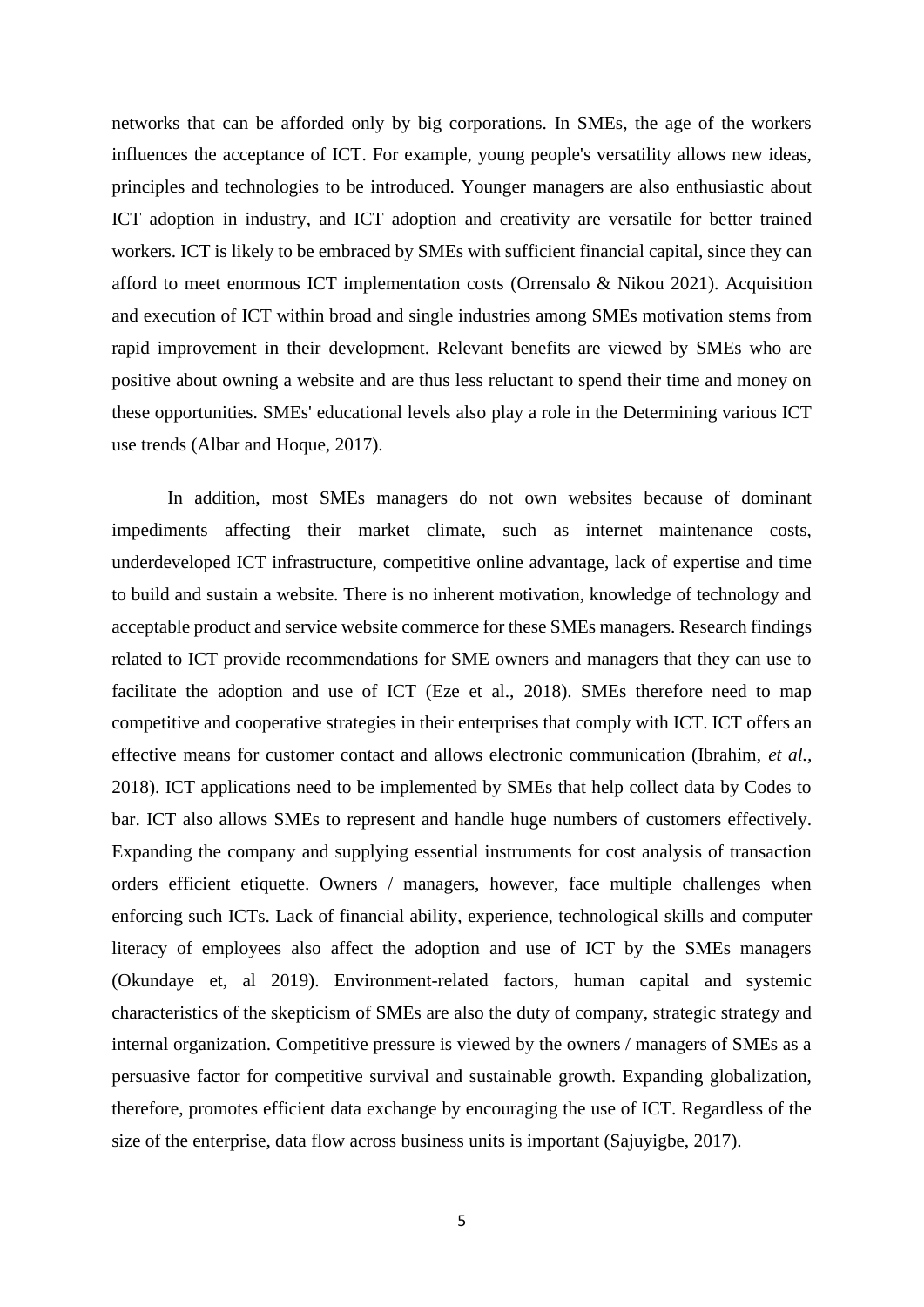networks that can be afforded only by big corporations. In SMEs, the age of the workers influences the acceptance of ICT. For example, young people's versatility allows new ideas, principles and technologies to be introduced. Younger managers are also enthusiastic about ICT adoption in industry, and ICT adoption and creativity are versatile for better trained workers. ICT is likely to be embraced by SMEs with sufficient financial capital, since they can afford to meet enormous ICT implementation costs (Orrensalo & Nikou 2021). Acquisition and execution of ICT within broad and single industries among SMEs motivation stems from rapid improvement in their development. Relevant benefits are viewed by SMEs who are positive about owning a website and are thus less reluctant to spend their time and money on these opportunities. SMEs' educational levels also play a role in the Determining various ICT use trends (Albar and Hoque, 2017).

In addition, most SMEs managers do not own websites because of dominant impediments affecting their market climate, such as internet maintenance costs, underdeveloped ICT infrastructure, competitive online advantage, lack of expertise and time to build and sustain a website. There is no inherent motivation, knowledge of technology and acceptable product and service website commerce for these SMEs managers. Research findings related to ICT provide recommendations for SME owners and managers that they can use to facilitate the adoption and use of ICT (Eze et al., 2018). SMEs therefore need to map competitive and cooperative strategies in their enterprises that comply with ICT. ICT offers an effective means for customer contact and allows electronic communication (Ibrahim, *et al.,* 2018). ICT applications need to be implemented by SMEs that help collect data by Codes to bar. ICT also allows SMEs to represent and handle huge numbers of customers effectively. Expanding the company and supplying essential instruments for cost analysis of transaction orders efficient etiquette. Owners / managers, however, face multiple challenges when enforcing such ICTs. Lack of financial ability, experience, technological skills and computer literacy of employees also affect the adoption and use of ICT by the SMEs managers (Okundaye et, al 2019). Environment-related factors, human capital and systemic characteristics of the skepticism of SMEs are also the duty of company, strategic strategy and internal organization. Competitive pressure is viewed by the owners / managers of SMEs as a persuasive factor for competitive survival and sustainable growth. Expanding globalization, therefore, promotes efficient data exchange by encouraging the use of ICT. Regardless of the size of the enterprise, data flow across business units is important (Sajuyigbe, 2017).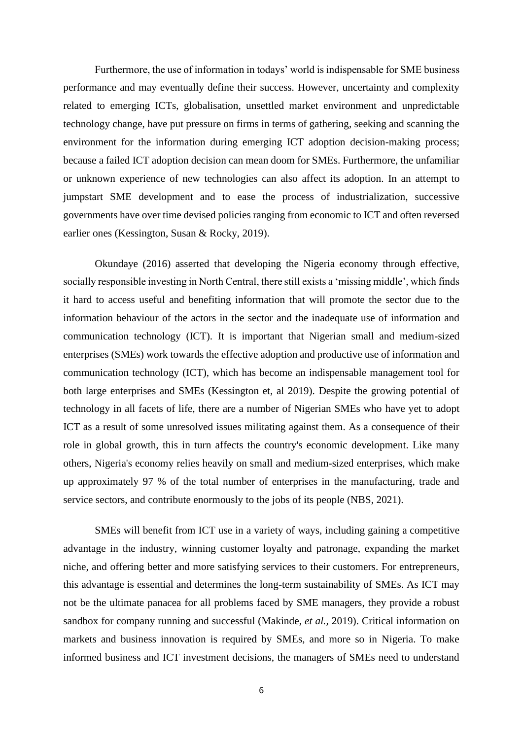Furthermore, the use of information in todays' world is indispensable for SME business performance and may eventually define their success. However, uncertainty and complexity related to emerging ICTs, globalisation, unsettled market environment and unpredictable technology change, have put pressure on firms in terms of gathering, seeking and scanning the environment for the information during emerging ICT adoption decision-making process; because a failed ICT adoption decision can mean doom for SMEs. Furthermore, the unfamiliar or unknown experience of new technologies can also affect its adoption. In an attempt to jumpstart SME development and to ease the process of industrialization, successive governments have over time devised policies ranging from economic to ICT and often reversed earlier ones (Kessington, Susan & Rocky, 2019).

Okundaye (2016) asserted that developing the Nigeria economy through effective, socially responsible investing in North Central, there still exists a 'missing middle', which finds it hard to access useful and benefiting information that will promote the sector due to the information behaviour of the actors in the sector and the inadequate use of information and communication technology (ICT). It is important that Nigerian small and medium-sized enterprises (SMEs) work towards the effective adoption and productive use of information and communication technology (ICT), which has become an indispensable management tool for both large enterprises and SMEs (Kessington et, al 2019). Despite the growing potential of technology in all facets of life, there are a number of Nigerian SMEs who have yet to adopt ICT as a result of some unresolved issues militating against them. As a consequence of their role in global growth, this in turn affects the country's economic development. Like many others, Nigeria's economy relies heavily on small and medium-sized enterprises, which make up approximately 97 % of the total number of enterprises in the manufacturing, trade and service sectors, and contribute enormously to the jobs of its people (NBS, 2021).

SMEs will benefit from ICT use in a variety of ways, including gaining a competitive advantage in the industry, winning customer loyalty and patronage, expanding the market niche, and offering better and more satisfying services to their customers. For entrepreneurs, this advantage is essential and determines the long-term sustainability of SMEs. As ICT may not be the ultimate panacea for all problems faced by SME managers, they provide a robust sandbox for company running and successful (Makinde, *et al.,* 2019). Critical information on markets and business innovation is required by SMEs, and more so in Nigeria. To make informed business and ICT investment decisions, the managers of SMEs need to understand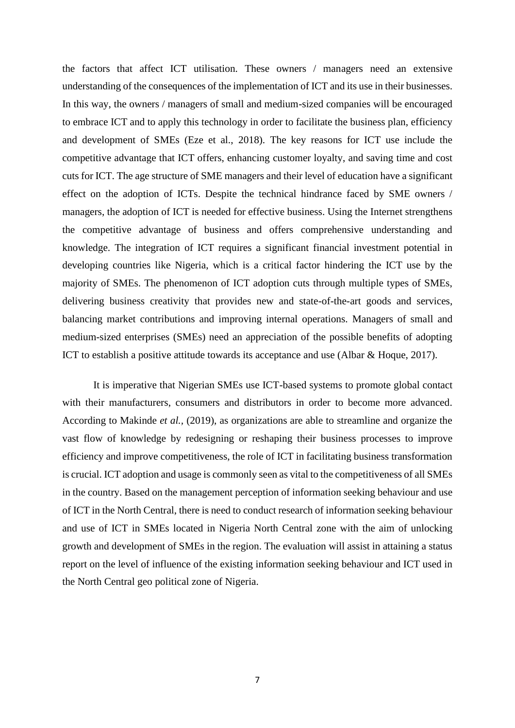the factors that affect ICT utilisation. These owners / managers need an extensive understanding of the consequences of the implementation of ICT and its use in their businesses. In this way, the owners / managers of small and medium-sized companies will be encouraged to embrace ICT and to apply this technology in order to facilitate the business plan, efficiency and development of SMEs (Eze et al., 2018). The key reasons for ICT use include the competitive advantage that ICT offers, enhancing customer loyalty, and saving time and cost cuts for ICT. The age structure of SME managers and their level of education have a significant effect on the adoption of ICTs. Despite the technical hindrance faced by SME owners / managers, the adoption of ICT is needed for effective business. Using the Internet strengthens the competitive advantage of business and offers comprehensive understanding and knowledge. The integration of ICT requires a significant financial investment potential in developing countries like Nigeria, which is a critical factor hindering the ICT use by the majority of SMEs. The phenomenon of ICT adoption cuts through multiple types of SMEs, delivering business creativity that provides new and state-of-the-art goods and services, balancing market contributions and improving internal operations. Managers of small and medium-sized enterprises (SMEs) need an appreciation of the possible benefits of adopting ICT to establish a positive attitude towards its acceptance and use (Albar & Hoque, 2017).

It is imperative that Nigerian SMEs use ICT-based systems to promote global contact with their manufacturers, consumers and distributors in order to become more advanced. According to Makinde *et al.,* (2019), as organizations are able to streamline and organize the vast flow of knowledge by redesigning or reshaping their business processes to improve efficiency and improve competitiveness, the role of ICT in facilitating business transformation is crucial. ICT adoption and usage is commonly seen as vital to the competitiveness of all SMEs in the country. Based on the management perception of information seeking behaviour and use of ICT in the North Central, there is need to conduct research of information seeking behaviour and use of ICT in SMEs located in Nigeria North Central zone with the aim of unlocking growth and development of SMEs in the region. The evaluation will assist in attaining a status report on the level of influence of the existing information seeking behaviour and ICT used in the North Central geo political zone of Nigeria.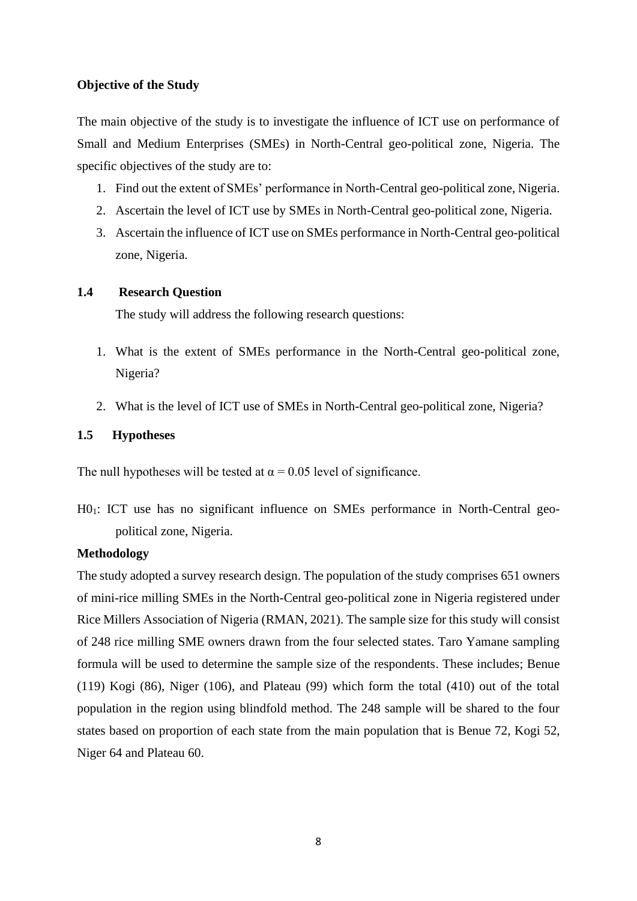### Objective of the Study

The main objective of the study is to investigate the influence of ICT use on performance of Small and Medium Enterprises (SMEs) in North-Central geo-political zone, Nigeria. The specific objectives of the study are to:

1. Find out the extent of SMEs' performance in North-Central geo-political zone, Nigeria.
2. Ascertain the level of ICT use by SMEs in North-Central geo-political zone, Nigeria.
3. Ascertain the influence of ICT use on SMEs performance in North-Central geo-political zone, Nigeria.

### 1.4 Research Question

The study will address the following research questions:

1. What is the extent of SMEs performance in the North-Central geo-political zone, Nigeria?
2. What is the level of ICT use of SMEs in North-Central geo-political zone, Nigeria?

### 1.5 Hypotheses

The null hypotheses will be tested at $\alpha = 0.05$ level of significance.

$H0_1$: ICT use has no significant influence on SMEs performance in North-Central geo-political zone, Nigeria.

### Methodology

The study adopted a survey research design. The population of the study comprises 651 owners of mini-rice milling SMEs in the North-Central geo-political zone in Nigeria registered under Rice Millers Association of Nigeria (RMAN, 2021). The sample size for this study will consist of 248 rice milling SME owners drawn from the four selected states. Taro Yamane sampling formula will be used to determine the sample size of the respondents. These includes; Benue (119) Kogi (86), Niger (106), and Plateau (99) which form the total (410) out of the total population in the region using blindfold method. The 248 sample will be shared to the four states based on proportion of each state from the main population that is Benue 72, Kogi 52, Niger 64 and Plateau 60.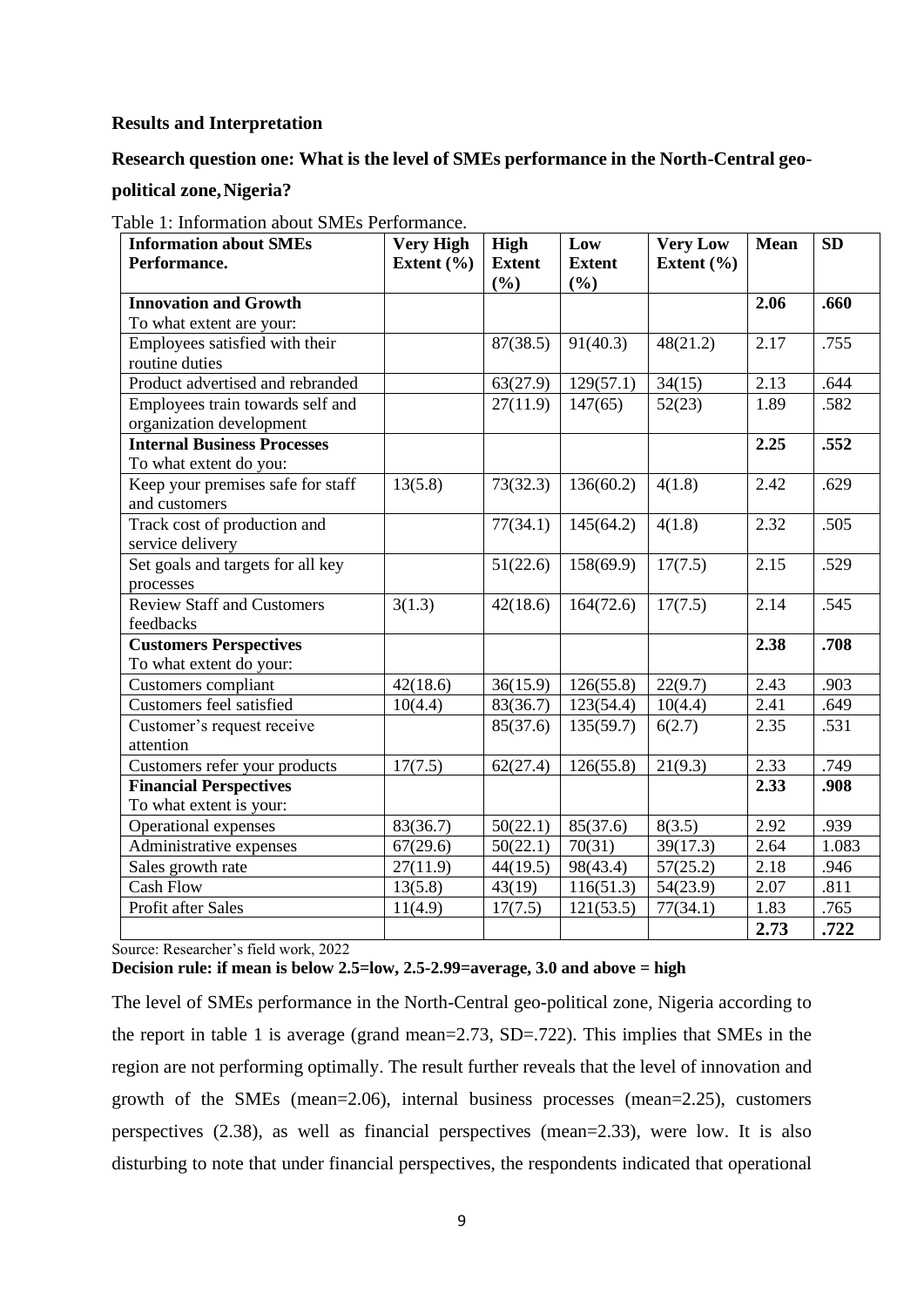**Results and Interpretation**

**Research question one: What is the level of SMEs performance in the North-Central geo-political zone, Nigeria?**

Table 1: Information about SMEs Performance.

| Information about SMEs Performance. | Very High Extent (%) | High Extent (%) | Low Extent (%) | Very Low Extent (%) | Mean | SD |
|---|---|---|---|---|---|---|
| **Innovation and Growth** To what extent are your: | | | | | **2.06** | **.660** |
| Employees satisfied with their routine duties | | 87(38.5) | 91(40.3) | 48(21.2) | 2.17 | .755 |
| Product advertised and rebranded | | 63(27.9) | 129(57.1) | 34(15) | 2.13 | .644 |
| Employees train towards self and organization development | | 27(11.9) | 147(65) | 52(23) | 1.89 | .582 |
| **Internal Business Processes** To what extent do you: | | | | | **2.25** | **.552** |
| Keep your premises safe for staff and customers | 13(5.8) | 73(32.3) | 136(60.2) | 4(1.8) | 2.42 | .629 |
| Track cost of production and service delivery | | 77(34.1) | 145(64.2) | 4(1.8) | 2.32 | .505 |
| Set goals and targets for all key processes | | 51(22.6) | 158(69.9) | 17(7.5) | 2.15 | .529 |
| Review Staff and Customers feedbacks | 3(1.3) | 42(18.6) | 164(72.6) | 17(7.5) | 2.14 | .545 |
| **Customers Perspectives** To what extent do your: | | | | | **2.38** | **.708** |
| Customers compliant | 42(18.6) | 36(15.9) | 126(55.8) | 22(9.7) | 2.43 | .903 |
| Customers feel satisfied | 10(4.4) | 83(36.7) | 123(54.4) | 10(4.4) | 2.41 | .649 |
| Customer's request receive attention | | 85(37.6) | 135(59.7) | 6(2.7) | 2.35 | .531 |
| Customers refer your products | 17(7.5) | 62(27.4) | 126(55.8) | 21(9.3) | 2.33 | .749 |
| **Financial Perspectives** To what extent is your: | | | | | **2.33** | **.908** |
| Operational expenses | 83(36.7) | 50(22.1) | 85(37.6) | 8(3.5) | 2.92 | .939 |
| Administrative expenses | 67(29.6) | 50(22.1) | 70(31) | 39(17.3) | 2.64 | 1.083 |
| Sales growth rate | 27(11.9) | 44(19.5) | 98(43.4) | 57(25.2) | 2.18 | .946 |
| Cash Flow | 13(5.8) | 43(19) | 116(51.3) | 54(23.9) | 2.07 | .811 |
| Profit after Sales | 11(4.9) | 17(7.5) | 121(53.5) | 77(34.1) | 1.83 | .765 |
| | | | | | **2.73** | **.722** |

Source: Researcher's field work, 2022

**Decision rule: if mean is below 2.5=low, 2.5-2.99=average, 3.0 and above = high**

The level of SMEs performance in the North-Central geo-political zone, Nigeria according to the report in table 1 is average (grand mean=2.73, SD=.722). This implies that SMEs in the region are not performing optimally. The result further reveals that the level of innovation and growth of the SMEs (mean=2.06), internal business processes (mean=2.25), customers perspectives (2.38), as well as financial perspectives (mean=2.33), were low. It is also disturbing to note that under financial perspectives, the respondents indicated that operational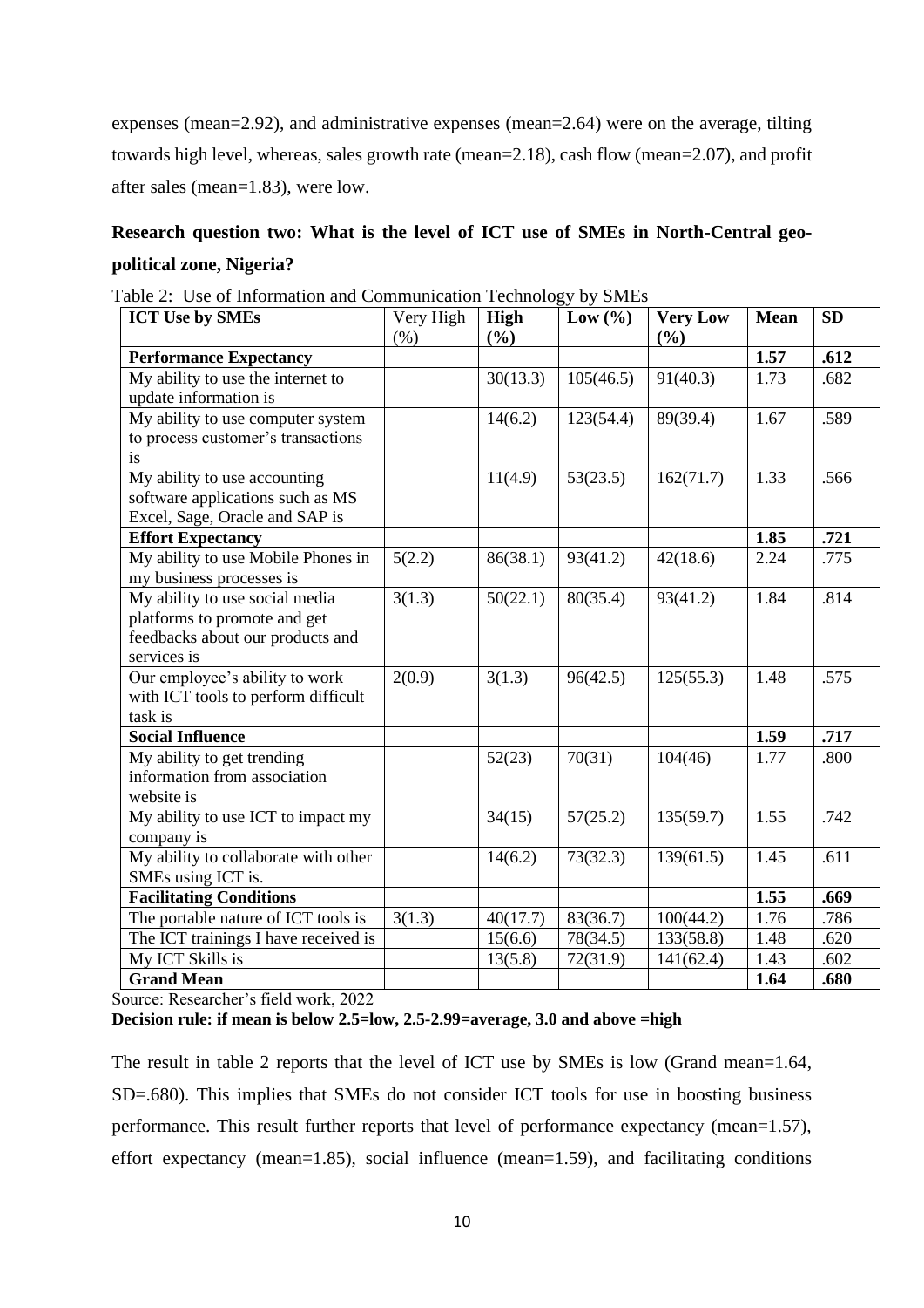expenses (mean=2.92), and administrative expenses (mean=2.64) were on the average, tilting towards high level, whereas, sales growth rate (mean=2.18), cash flow (mean=2.07), and profit after sales (mean=1.83), were low.

**Research question two: What is the level of ICT use of SMEs in North-Central geo-political zone, Nigeria?**

Table 2: Use of Information and Communication Technology by SMEs

| **ICT Use by SMEs** | Very High (%) | **High (%)** | **Low (%)** | **Very Low (%)** | **Mean** | **SD** |
|---|---|---|---|---|---|---|
| **Performance Expectancy** | | | | | **1.57** | **.612** |
| My ability to use the internet to update information is | | 30(13.3) | 105(46.5) | 91(40.3) | 1.73 | .682 |
| My ability to use computer system to process customer's transactions is | | 14(6.2) | 123(54.4) | 89(39.4) | 1.67 | .589 |
| My ability to use accounting software applications such as MS Excel, Sage, Oracle and SAP is | | 11(4.9) | 53(23.5) | 162(71.7) | 1.33 | .566 |
| **Effort Expectancy** | | | | | **1.85** | **.721** |
| My ability to use Mobile Phones in my business processes is | 5(2.2) | 86(38.1) | 93(41.2) | 42(18.6) | 2.24 | .775 |
| My ability to use social media platforms to promote and get feedbacks about our products and services is | 3(1.3) | 50(22.1) | 80(35.4) | 93(41.2) | 1.84 | .814 |
| Our employee's ability to work with ICT tools to perform difficult task is | 2(0.9) | 3(1.3) | 96(42.5) | 125(55.3) | 1.48 | .575 |
| **Social Influence** | | | | | **1.59** | **.717** |
| My ability to get trending information from association website is | | 52(23) | 70(31) | 104(46) | 1.77 | .800 |
| My ability to use ICT to impact my company is | | 34(15) | 57(25.2) | 135(59.7) | 1.55 | .742 |
| My ability to collaborate with other SMEs using ICT is. | | 14(6.2) | 73(32.3) | 139(61.5) | 1.45 | .611 |
| **Facilitating Conditions** | | | | | **1.55** | **.669** |
| The portable nature of ICT tools is | 3(1.3) | 40(17.7) | 83(36.7) | 100(44.2) | 1.76 | .786 |
| The ICT trainings I have received is | | 15(6.6) | 78(34.5) | 133(58.8) | 1.48 | .620 |
| My ICT Skills is | | 13(5.8) | 72(31.9) | 141(62.4) | 1.43 | .602 |
| **Grand Mean** | | | | | **1.64** | **.680** |

Source: Researcher's field work, 2022

**Decision rule: if mean is below 2.5=low, 2.5-2.99=average, 3.0 and above =high**

The result in table 2 reports that the level of ICT use by SMEs is low (Grand mean=1.64, SD=.680). This implies that SMEs do not consider ICT tools for use in boosting business performance. This result further reports that level of performance expectancy (mean=1.57), effort expectancy (mean=1.85), social influence (mean=1.59), and facilitating conditions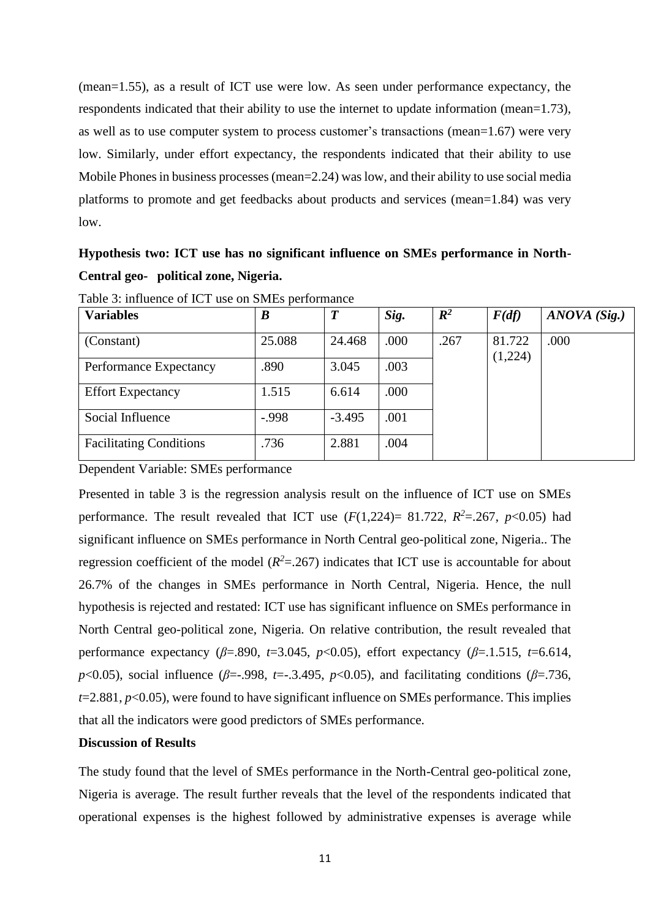(mean=1.55), as a result of ICT use were low. As seen under performance expectancy, the respondents indicated that their ability to use the internet to update information (mean=1.73), as well as to use computer system to process customer's transactions (mean=1.67) were very low. Similarly, under effort expectancy, the respondents indicated that their ability to use Mobile Phones in business processes (mean=2.24) was low, and their ability to use social media platforms to promote and get feedbacks about products and services (mean=1.84) was very low.

**Hypothesis two: ICT use has no significant influence on SMEs performance in North-Central geo- political zone, Nigeria.**

Table 3: influence of ICT use on SMEs performance

| **Variables** | ***B*** | ***T*** | ***Sig.*** | ***$R^2$*** | ***F(df)*** | ***ANOVA (Sig.)*** |
|---|---|---|---|---|---|---|
| (Constant) | 25.088 | 24.468 | .000 | .267 | 81.722 (1,224) | .000 |
| Performance Expectancy | .890 | 3.045 | .003 | | | |
| Effort Expectancy | 1.515 | 6.614 | .000 | | | |
| Social Influence | -.998 | -3.495 | .001 | | | |
| Facilitating Conditions | .736 | 2.881 | .004 | | | |

Dependent Variable: SMEs performance

Presented in table 3 is the regression analysis result on the influence of ICT use on SMEs performance. The result revealed that ICT use ($F(1,224)$= 81.722, $R^2$=.267, $p$<0.05) had significant influence on SMEs performance in North Central geo-political zone, Nigeria.. The regression coefficient of the model ($R^2$=.267) indicates that ICT use is accountable for about 26.7% of the changes in SMEs performance in North Central, Nigeria. Hence, the null hypothesis is rejected and restated: ICT use has significant influence on SMEs performance in North Central geo-political zone, Nigeria. On relative contribution, the result revealed that performance expectancy ($\beta$=.890, $t$=3.045, $p$<0.05), effort expectancy ($\beta$=.1.515, $t$=6.614, $p$<0.05), social influence ($\beta$=-.998, $t$=-.3.495, $p$<0.05), and facilitating conditions ($\beta$=.736, $t$=2.881, $p$<0.05), were found to have significant influence on SMEs performance. This implies that all the indicators were good predictors of SMEs performance.

**Discussion of Results**

The study found that the level of SMEs performance in the North-Central geo-political zone, Nigeria is average. The result further reveals that the level of the respondents indicated that operational expenses is the highest followed by administrative expenses is average while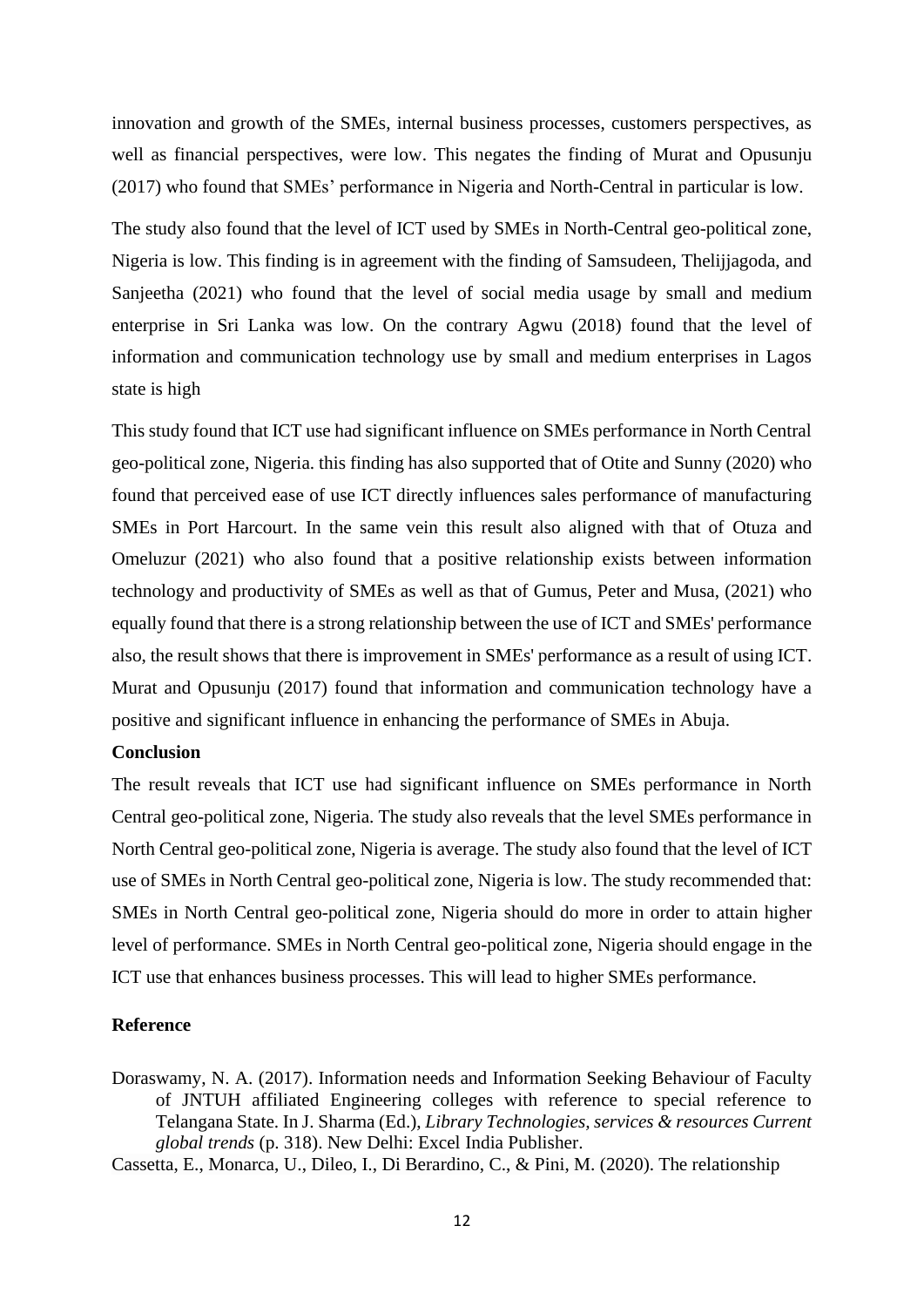innovation and growth of the SMEs, internal business processes, customers perspectives, as well as financial perspectives, were low. This negates the finding of Murat and Opusunju (2017) who found that SMEs' performance in Nigeria and North-Central in particular is low.

The study also found that the level of ICT used by SMEs in North-Central geo-political zone, Nigeria is low. This finding is in agreement with the finding of Samsudeen, Thelijjagoda, and Sanjeetha (2021) who found that the level of social media usage by small and medium enterprise in Sri Lanka was low. On the contrary Agwu (2018) found that the level of information and communication technology use by small and medium enterprises in Lagos state is high

This study found that ICT use had significant influence on SMEs performance in North Central geo-political zone, Nigeria. this finding has also supported that of Otite and Sunny (2020) who found that perceived ease of use ICT directly influences sales performance of manufacturing SMEs in Port Harcourt. In the same vein this result also aligned with that of Otuza and Omeluzur (2021) who also found that a positive relationship exists between information technology and productivity of SMEs as well as that of Gumus, Peter and Musa, (2021) who equally found that there is a strong relationship between the use of ICT and SMEs' performance also, the result shows that there is improvement in SMEs' performance as a result of using ICT. Murat and Opusunju (2017) found that information and communication technology have a positive and significant influence in enhancing the performance of SMEs in Abuja.

## Conclusion

The result reveals that ICT use had significant influence on SMEs performance in North Central geo-political zone, Nigeria. The study also reveals that the level SMEs performance in North Central geo-political zone, Nigeria is average. The study also found that the level of ICT use of SMEs in North Central geo-political zone, Nigeria is low. The study recommended that: SMEs in North Central geo-political zone, Nigeria should do more in order to attain higher level of performance. SMEs in North Central geo-political zone, Nigeria should engage in the ICT use that enhances business processes. This will lead to higher SMEs performance.

## Reference

Doraswamy, N. A. (2017). Information needs and Information Seeking Behaviour of Faculty of JNTUH affiliated Engineering colleges with reference to special reference to Telangana State. In J. Sharma (Ed.), *Library Technologies, services & resources Current global trends* (p. 318). New Delhi: Excel India Publisher.

Cassetta, E., Monarca, U., Dileo, I., Di Berardino, C., & Pini, M. (2020). The relationship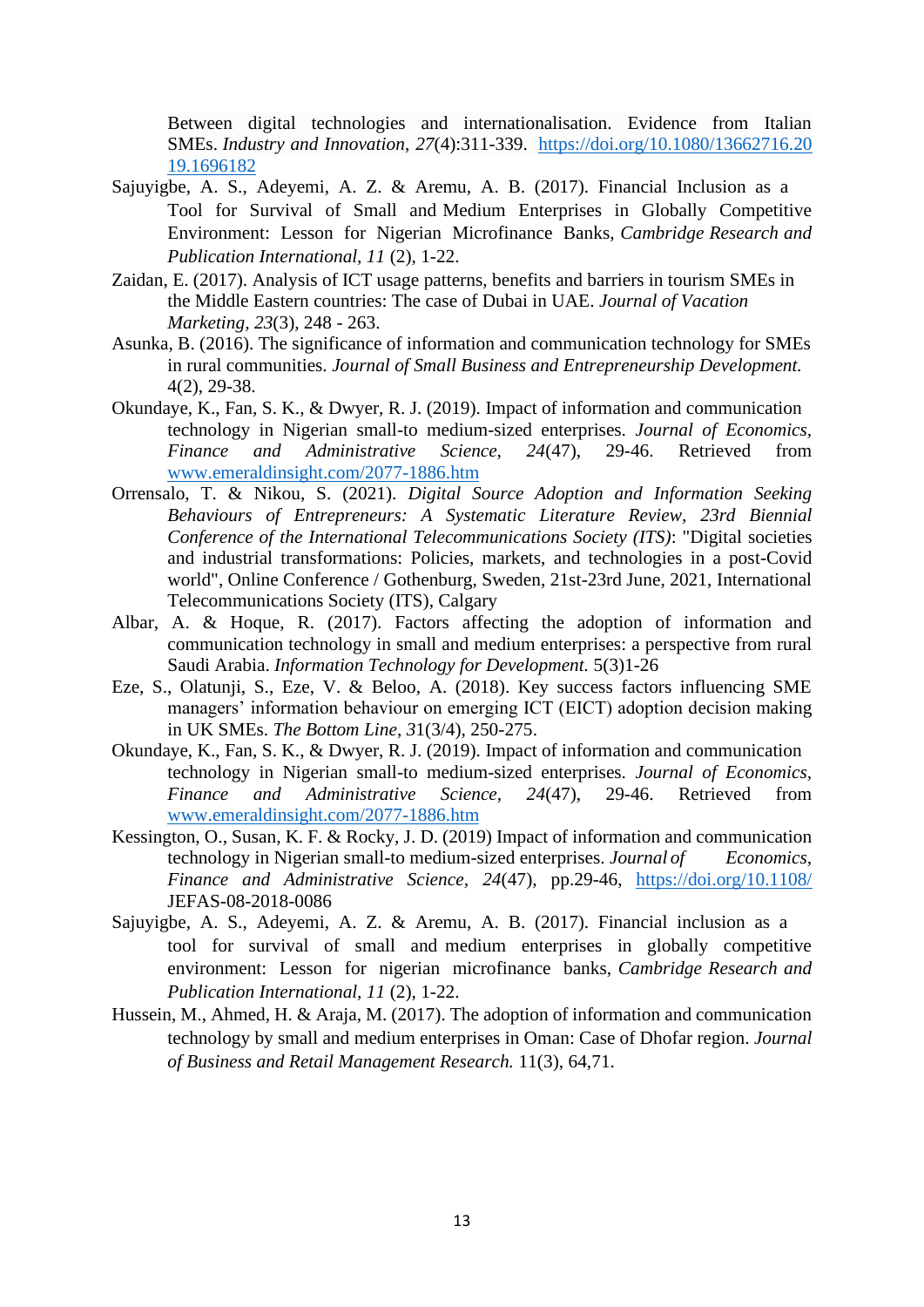Between digital technologies and internationalisation. Evidence from Italian SMEs. *Industry and Innovation*, *27*(4):311-339. https://doi.org/10.1080/13662716.2019.1696182

Sajuyigbe, A. S., Adeyemi, A. Z. & Aremu, A. B. (2017). Financial Inclusion as a Tool for Survival of Small and Medium Enterprises in Globally Competitive Environment: Lesson for Nigerian Microfinance Banks, *Cambridge Research and Publication International, 11* (2), 1-22.

Zaidan, E. (2017). Analysis of ICT usage patterns, benefits and barriers in tourism SMEs in the Middle Eastern countries: The case of Dubai in UAE. *Journal of Vacation Marketing*, *23*(3), 248 - 263.

Asunka, B. (2016). The significance of information and communication technology for SMEs in rural communities. *Journal of Small Business and Entrepreneurship Development.* 4(2), 29-38.

Okundaye, K., Fan, S. K., & Dwyer, R. J. (2019). Impact of information and communication technology in Nigerian small-to medium-sized enterprises. *Journal of Economics, Finance and Administrative Science, 24*(47), 29-46. Retrieved from www.emeraldinsight.com/2077-1886.htm

Orrensalo, T. & Nikou, S. (2021). *Digital Source Adoption and Information Seeking Behaviours of Entrepreneurs: A Systematic Literature Review, 23rd Biennial Conference of the International Telecommunications Society (ITS)*: "Digital societies and industrial transformations: Policies, markets, and technologies in a post-Covid world", Online Conference / Gothenburg, Sweden, 21st-23rd June, 2021, International Telecommunications Society (ITS), Calgary

Albar, A. & Hoque, R. (2017). Factors affecting the adoption of information and communication technology in small and medium enterprises: a perspective from rural Saudi Arabia. *Information Technology for Development.* 5(3)1-26

Eze, S., Olatunji, S., Eze, V. & Beloo, A. (2018). Key success factors influencing SME managers' information behaviour on emerging ICT (EICT) adoption decision making in UK SMEs. *The Bottom Line*, *3*1(3/4), 250-275.

Okundaye, K., Fan, S. K., & Dwyer, R. J. (2019). Impact of information and communication technology in Nigerian small-to medium-sized enterprises. *Journal of Economics, Finance and Administrative Science, 24*(47), 29-46. Retrieved from www.emeraldinsight.com/2077-1886.htm

Kessington, O., Susan, K. F. & Rocky, J. D. (2019) Impact of information and communication technology in Nigerian small-to medium-sized enterprises. *Journal of Economics, Finance and Administrative Science, 24*(47), pp.29-46, https://doi.org/10.1108/JEFAS-08-2018-0086

Sajuyigbe, A. S., Adeyemi, A. Z. & Aremu, A. B. (2017). Financial inclusion as a tool for survival of small and medium enterprises in globally competitive environment: Lesson for nigerian microfinance banks, *Cambridge Research and Publication International, 11* (2), 1-22.

Hussein, M., Ahmed, H. & Araja, M. (2017). The adoption of information and communication technology by small and medium enterprises in Oman: Case of Dhofar region. *Journal of Business and Retail Management Research.* 11(3), 64,71.